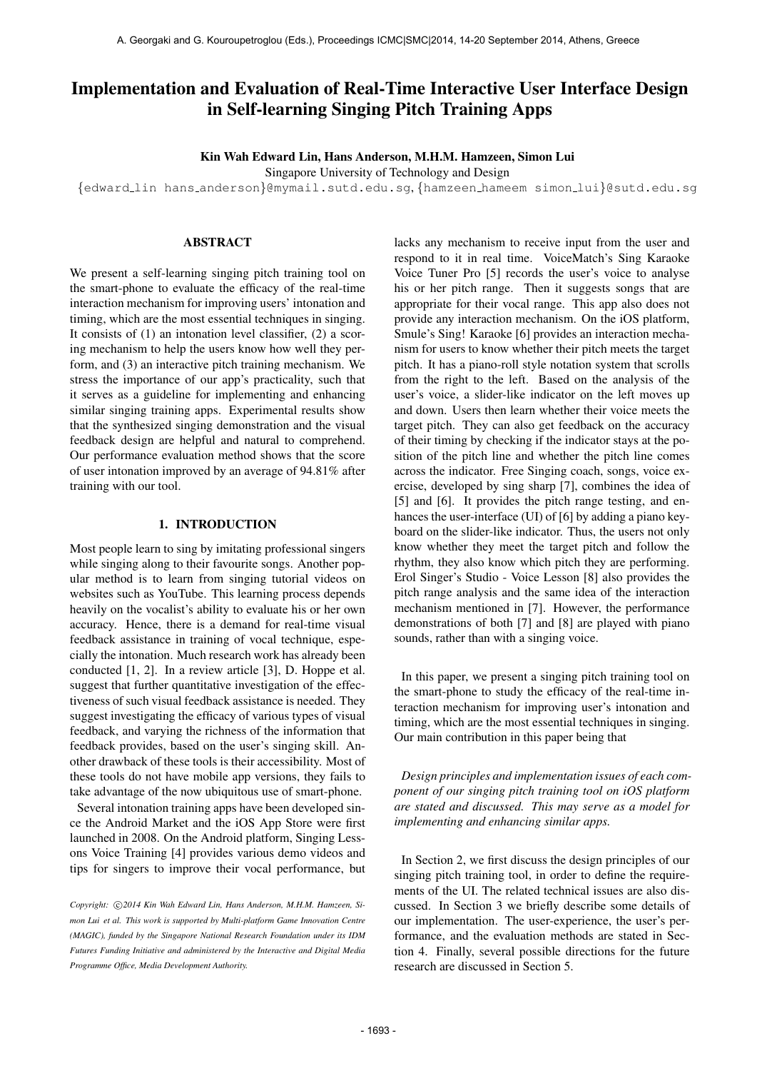# Implementation and Evaluation of Real-Time Interactive User Interface Design in Self-learning Singing Pitch Training Apps

**Kin Wah Edward Lin, Hans Anderson, M.H.M. Hamzeen, Simon Lui**

Singapore University of Technology and Design

{edward_lin hans_anderson}@mymail.sutd.edu.sg, {hamzeen_hameem simon_lui}@sutd.edu.sg

## ABSTRACT

We present a self-learning singing pitch training tool on the smart-phone to evaluate the efficacy of the real-time interaction mechanism for improving users' intonation and timing, which are the most essential techniques in singing. It consists of (1) an intonation level classifier, (2) a scoring mechanism to help the users know how well they perform, and (3) an interactive pitch training mechanism. We stress the importance of our app's practicality, such that it serves as a guideline for implementing and enhancing similar singing training apps. Experimental results show that the synthesized singing demonstration and the visual feedback design are helpful and natural to comprehend. Our performance evaluation method shows that the score of user intonation improved by an average of 94.81% after training with our tool.

## 1. INTRODUCTION

Most people learn to sing by imitating professional singers while singing along to their favourite songs. Another popular method is to learn from singing tutorial videos on websites such as YouTube. This learning process depends heavily on the vocalist's ability to evaluate his or her own accuracy. Hence, there is a demand for real-time visual feedback assistance in training of vocal technique, especially the intonation. Much research work has already been conducted [1, 2]. In a review article [3], D. Hoppe et al. suggest that further quantitative investigation of the effectiveness of such visual feedback assistance is needed. They suggest investigating the efficacy of various types of visual feedback, and varying the richness of the information that feedback provides, based on the user's singing skill. Another drawback of these tools is their accessibility. Most of these tools do not have mobile app versions, they fails to take advantage of the now ubiquitous use of smart-phone.

Several intonation training apps have been developed since the Android Market and the iOS App Store were first launched in 2008. On the Android platform, Singing Lessons Voice Training [4] provides various demo videos and tips for singers to improve their vocal performance, but lacks any mechanism to receive input from the user and respond to it in real time. VoiceMatch's Sing Karaoke Voice Tuner Pro [5] records the user's voice to analyse his or her pitch range. Then it suggests songs that are appropriate for their vocal range. This app also does not provide any interaction mechanism. On the iOS platform, Smule's Sing! Karaoke [6] provides an interaction mechanism for users to know whether their pitch meets the target pitch. It has a piano-roll style notation system that scrolls from the right to the left. Based on the analysis of the user's voice, a slider-like indicator on the left moves up and down. Users then learn whether their voice meets the target pitch. They can also get feedback on the accuracy of their timing by checking if the indicator stays at the position of the pitch line and whether the pitch line comes across the indicator. Free Singing coach, songs, voice exercise, developed by sing sharp [7], combines the idea of [5] and [6]. It provides the pitch range testing, and enhances the user-interface (UI) of [6] by adding a piano keyboard on the slider-like indicator. Thus, the users not only know whether they meet the target pitch and follow the rhythm, they also know which pitch they are performing. Erol Singer's Studio - Voice Lesson [8] also provides the pitch range analysis and the same idea of the interaction mechanism mentioned in [7]. However, the performance demonstrations of both [7] and [8] are played with piano sounds, rather than with a singing voice.

In this paper, we present a singing pitch training tool on the smart-phone to study the efficacy of the real-time interaction mechanism for improving user's intonation and timing, which are the most essential techniques in singing. Our main contribution in this paper being that

*Design principles and implementation issues of each component of our singing pitch training tool on iOS platform are stated and discussed. This may serve as a model for implementing and enhancing similar apps.*

In Section 2, we first discuss the design principles of our singing pitch training tool, in order to define the requirements of the UI. The related technical issues are also discussed. In Section 3 we briefly describe some details of our implementation. The user-experience, the user's performance, and the evaluation methods are stated in Section 4. Finally, several possible directions for the future research are discussed in Section 5.

*Copyright: ©2014 Kin Wah Edward Lin, Hans Anderson, M.H.M. Hamzeen, Simon Lui et al. This work is supported by Multi-platform Game Innovation Centre (MAGIC), funded by the Singapore National Research Foundation under its IDM Futures Funding Initiative and administered by the Interactive and Digital Media Programme Office, Media Development Authority.*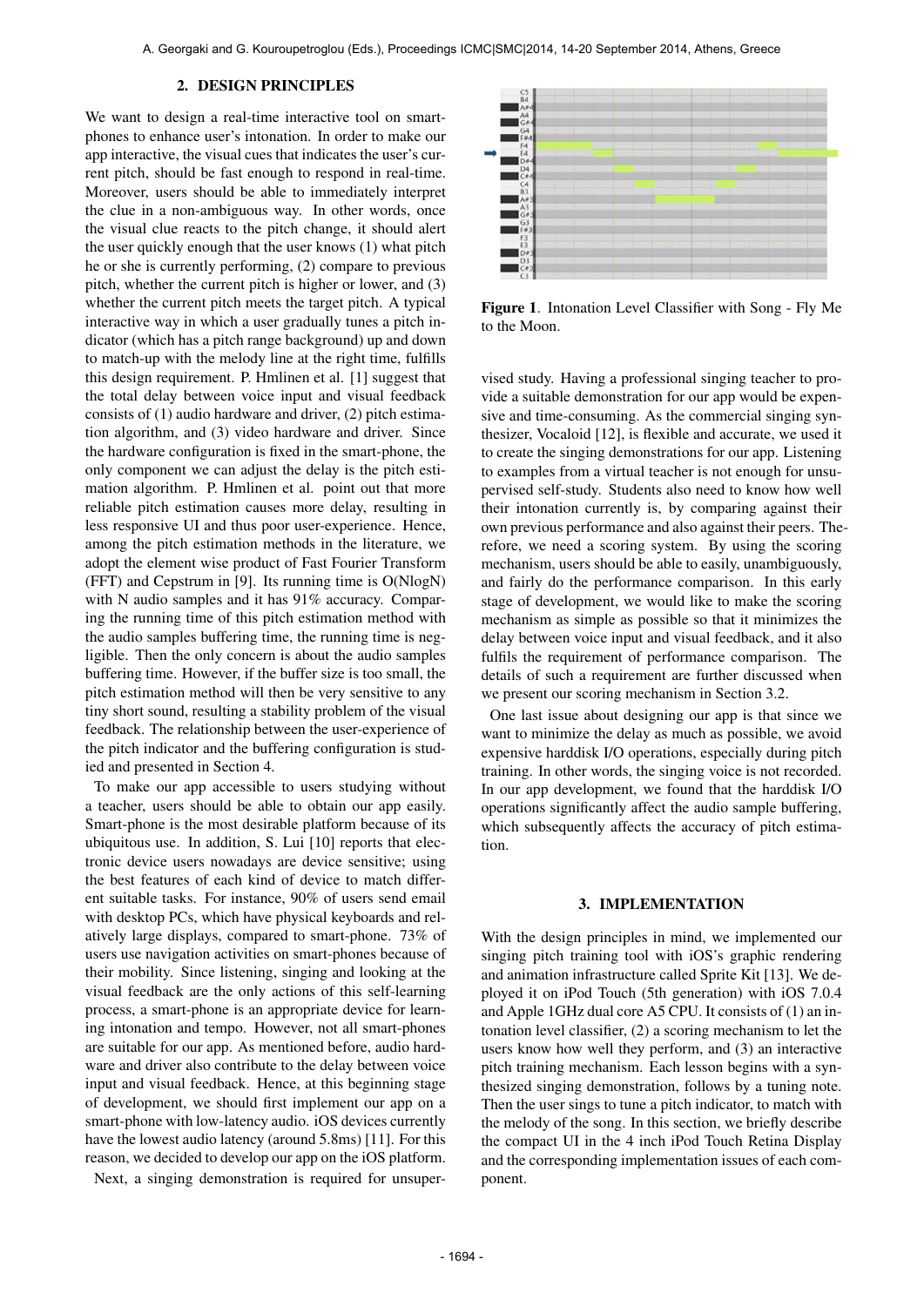## 2. DESIGN PRINCIPLES

We want to design a real-time interactive tool on smart-phones to enhance user's intonation. In order to make our app interactive, the visual cues that indicates the user's current pitch, should be fast enough to respond in real-time. Moreover, users should be able to immediately interpret the clue in a non-ambiguous way. In other words, once the visual clue reacts to the pitch change, it should alert the user quickly enough that the user knows (1) what pitch he or she is currently performing, (2) compare to previous pitch, whether the current pitch is higher or lower, and (3) whether the current pitch meets the target pitch. A typical interactive way in which a user gradually tunes a pitch indicator (which has a pitch range background) up and down to match-up with the melody line at the right time, fulfills this design requirement. P. Hmlinen et al. [1] suggest that the total delay between voice input and visual feedback consists of (1) audio hardware and driver, (2) pitch estimation algorithm, and (3) video hardware and driver. Since the hardware configuration is fixed in the smart-phone, the only component we can adjust the delay is the pitch estimation algorithm. P. Hmlinen et al. point out that more reliable pitch estimation causes more delay, resulting in less responsive UI and thus poor user-experience. Hence, among the pitch estimation methods in the literature, we adopt the element wise product of Fast Fourier Transform (FFT) and Cepstrum in [9]. Its running time is O(NlogN) with N audio samples and it has 91% accuracy. Comparing the running time of this pitch estimation method with the audio samples buffering time, the running time is negligible. Then the only concern is about the audio samples buffering time. However, if the buffer size is too small, the pitch estimation method will then be very sensitive to any tiny short sound, resulting a stability problem of the visual feedback. The relationship between the user-experience of the pitch indicator and the buffering configuration is studied and presented in Section 4.

To make our app accessible to users studying without a teacher, users should be able to obtain our app easily. Smart-phone is the most desirable platform because of its ubiquitous use. In addition, S. Lui [10] reports that electronic device users nowadays are device sensitive; using the best features of each kind of device to match different suitable tasks. For instance, 90% of users send email with desktop PCs, which have physical keyboards and relatively large displays, compared to smart-phone. 73% of users use navigation activities on smart-phones because of their mobility. Since listening, singing and looking at the visual feedback are the only actions of this self-learning process, a smart-phone is an appropriate device for learning intonation and tempo. However, not all smart-phones are suitable for our app. As mentioned before, audio hardware and driver also contribute to the delay between voice input and visual feedback. Hence, at this beginning stage of development, we should first implement our app on a smart-phone with low-latency audio. iOS devices currently have the lowest audio latency (around 5.8ms) [11]. For this reason, we decided to develop our app on the iOS platform.

Next, a singing demonstration is required for unsupervised study. Having a professional singing teacher to provide a suitable demonstration for our app would be expensive and time-consuming. As the commercial singing synthesizer, Vocaloid [12], is flexible and accurate, we used it to create the singing demonstrations for our app. Listening to examples from a virtual teacher is not enough for unsupervised self-study. Students also need to know how well their intonation currently is, by comparing against their own previous performance and also against their peers. Therefore, we need a scoring system. By using the scoring mechanism, users should be able to easily, unambiguously, and fairly do the performance comparison. In this early stage of development, we would like to make the scoring mechanism as simple as possible so that it minimizes the delay between voice input and visual feedback, and it also fulfils the requirement of performance comparison. The details of such a requirement are further discussed when we present our scoring mechanism in Section 3.2.

**Figure 1**. Intonation Level Classifier with Song - Fly Me to the Moon.

One last issue about designing our app is that since we want to minimize the delay as much as possible, we avoid expensive harddisk I/O operations, especially during pitch training. In other words, the singing voice is not recorded. In our app development, we found that the harddisk I/O operations significantly affect the audio sample buffering, which subsequently affects the accuracy of pitch estimation.

## 3. IMPLEMENTATION

With the design principles in mind, we implemented our singing pitch training tool with iOS's graphic rendering and animation infrastructure called Sprite Kit [13]. We deployed it on iPod Touch (5th generation) with iOS 7.0.4 and Apple 1GHz dual core A5 CPU. It consists of (1) an intonation level classifier, (2) a scoring mechanism to let the users know how well they perform, and (3) an interactive pitch training mechanism. Each lesson begins with a synthesized singing demonstration, follows by a tuning note. Then the user sings to tune a pitch indicator, to match with the melody of the song. In this section, we briefly describe the compact UI in the 4 inch iPod Touch Retina Display and the corresponding implementation issues of each component.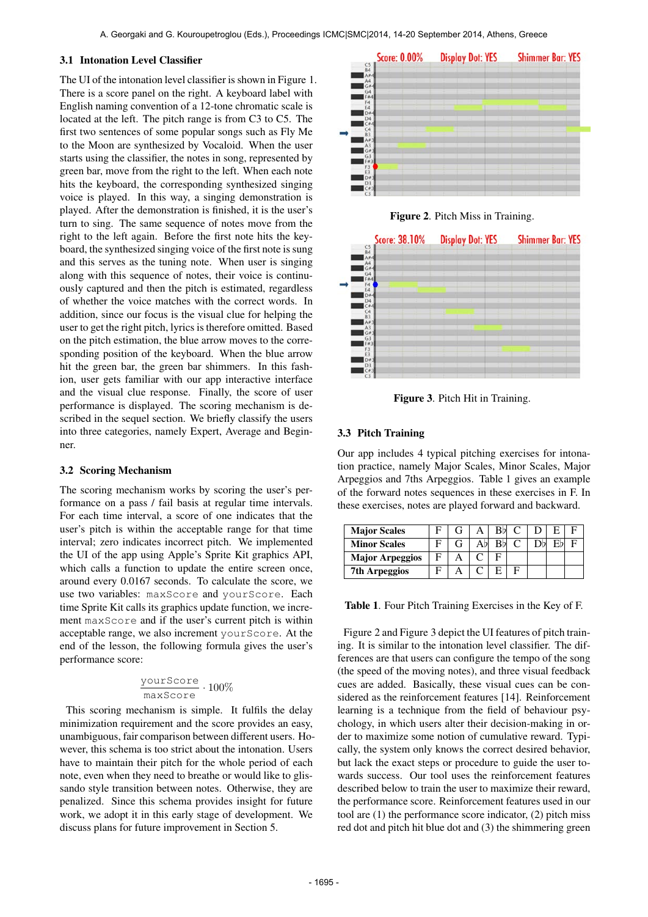### 3.1 Intonation Level Classifier

The UI of the intonation level classifier is shown in Figure 1. There is a score panel on the right. A keyboard label with English naming convention of a 12-tone chromatic scale is located at the left. The pitch range is from C3 to C5. The first two sentences of some popular songs such as Fly Me to the Moon are synthesized by Vocaloid. When the user starts using the classifier, the notes in song, represented by green bar, move from the right to the left. When each note hits the keyboard, the corresponding synthesized singing voice is played. In this way, a singing demonstration is played. After the demonstration is finished, it is the user's turn to sing. The same sequence of notes move from the right to the left again. Before the first note hits the keyboard, the synthesized singing voice of the first note is sung and this serves as the tuning note. When user is singing along with this sequence of notes, their voice is continuously captured and then the pitch is estimated, regardless of whether the voice matches with the correct words. In addition, since our focus is the visual clue for helping the user to get the right pitch, lyrics is therefore omitted. Based on the pitch estimation, the blue arrow moves to the corresponding position of the keyboard. When the blue arrow hit the green bar, the green bar shimmers. In this fashion, user gets familiar with our app interactive interface and the visual clue response. Finally, the score of user performance is displayed. The scoring mechanism is described in the sequel section. We briefly classify the users into three categories, namely Expert, Average and Beginner.

### 3.2 Scoring Mechanism

The scoring mechanism works by scoring the user's performance on a pass / fail basis at regular time intervals. For each time interval, a score of one indicates that the user's pitch is within the acceptable range for that time interval; zero indicates incorrect pitch. We implemented the UI of the app using Apple's Sprite Kit graphics API, which calls a function to update the entire screen once, around every 0.0167 seconds. To calculate the score, we use two variables: `maxScore` and `yourScore`. Each time Sprite Kit calls its graphics update function, we increment `maxScore` and if the user's current pitch is within acceptable range, we also increment `yourScore`. At the end of the lesson, the following formula gives the user's performance score:

$$\frac{\texttt{yourScore}}{\texttt{maxScore}} \cdot 100\%$$

This scoring mechanism is simple. It fulfils the delay minimization requirement and the score provides an easy, unambiguous, fair comparison between different users. However, this schema is too strict about the intonation. Users have to maintain their pitch for the whole period of each note, even when they need to breathe or would like to glissando style transition between notes. Otherwise, they are penalized. Since this schema provides insight for future work, we adopt it in this early stage of development. We discuss plans for future improvement in Section 5.

**Figure 2**. Pitch Miss in Training.

**Figure 3**. Pitch Hit in Training.

### 3.3 Pitch Training

Our app includes 4 typical pitching exercises for intonation practice, namely Major Scales, Minor Scales, Major Arpeggios and 7ths Arpeggios. Table 1 gives an example of the forward notes sequences in these exercises in F. In these exercises, notes are played forward and backward.

| **Major Scales** | F | G | A | B♭ | C | D | E | F |
|---|---|---|---|---|---|---|---|---|
| **Minor Scales** | F | G | A♭ | B♭ | C | D♭ | E♭ | F |
| **Major Arpeggios** | F | A | C | F | | | | |
| **7th Arpeggios** | F | A | C | E | F | | | |

**Table 1**. Four Pitch Training Exercises in the Key of F.

Figure 2 and Figure 3 depict the UI features of pitch training. It is similar to the intonation level classifier. The differences are that users can configure the tempo of the song (the speed of the moving notes), and three visual feedback cues are added. Basically, these visual cues can be considered as the reinforcement features [14]. Reinforcement learning is a technique from the field of behaviour psychology, in which users alter their decision-making in order to maximize some notion of cumulative reward. Typically, the system only knows the correct desired behavior, but lack the exact steps or procedure to guide the user towards success. Our tool uses the reinforcement features described below to train the user to maximize their reward, the performance score. Reinforcement features used in our tool are (1) the performance score indicator, (2) pitch miss red dot and pitch hit blue dot and (3) the shimmering green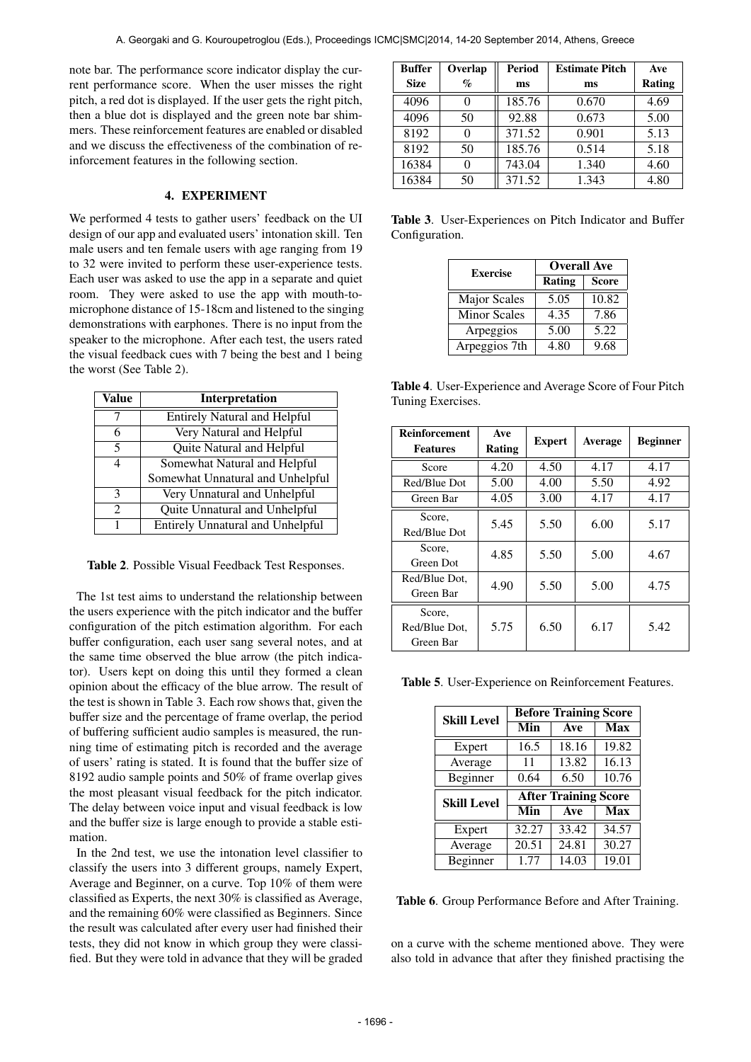note bar. The performance score indicator display the current performance score. When the user misses the right pitch, a red dot is displayed. If the user gets the right pitch, then a blue dot is displayed and the green note bar shimmers. These reinforcement features are enabled or disabled and we discuss the effectiveness of the combination of reinforcement features in the following section.

## 4. EXPERIMENT

We performed 4 tests to gather users' feedback on the UI design of our app and evaluated users' intonation skill. Ten male users and ten female users with age ranging from 19 to 32 were invited to perform these user-experience tests. Each user was asked to use the app in a separate and quiet room. They were asked to use the app with mouth-to-microphone distance of 15-18cm and listened to the singing demonstrations with earphones. There is no input from the speaker to the microphone. After each test, the users rated the visual feedback cues with 7 being the best and 1 being the worst (See Table 2).

| Value | Interpretation |
| --- | --- |
| 7 | Entirely Natural and Helpful |
| 6 | Very Natural and Helpful |
| 5 | Quite Natural and Helpful |
| 4 | Somewhat Natural and Helpful<br>Somewhat Unnatural and Unhelpful |
| 3 | Very Unnatural and Unhelpful |
| 2 | Quite Unnatural and Unhelpful |
| 1 | Entirely Unnatural and Unhelpful |

**Table 2**. Possible Visual Feedback Test Responses.

The 1st test aims to understand the relationship between the users experience with the pitch indicator and the buffer configuration of the pitch estimation algorithm. For each buffer configuration, each user sang several notes, and at the same time observed the blue arrow (the pitch indicator). Users kept on doing this until they formed a clean opinion about the efficacy of the blue arrow. The result of the test is shown in Table 3. Each row shows that, given the buffer size and the percentage of frame overlap, the period of buffering sufficient audio samples is measured, the running time of estimating pitch is recorded and the average of users' rating is stated. It is found that the buffer size of 8192 audio sample points and 50% of frame overlap gives the most pleasant visual feedback for the pitch indicator. The delay between voice input and visual feedback is low and the buffer size is large enough to provide a stable estimation.

In the 2nd test, we use the intonation level classifier to classify the users into 3 different groups, namely Expert, Average and Beginner, on a curve. Top 10% of them were classified as Experts, the next 30% is classified as Average, and the remaining 60% were classified as Beginners. Since the result was calculated after every user had finished their tests, they did not know in which group they were classified. But they were told in advance that they will be graded

| Buffer Size | Overlap % | Period ms | Estimate Pitch ms | Ave Rating |
| --- | --- | --- | --- | --- |
| 4096 | 0 | 185.76 | 0.670 | 4.69 |
| 4096 | 50 | 92.88 | 0.673 | 5.00 |
| 8192 | 0 | 371.52 | 0.901 | 5.13 |
| 8192 | 50 | 185.76 | 0.514 | 5.18 |
| 16384 | 0 | 743.04 | 1.340 | 4.60 |
| 16384 | 50 | 371.52 | 1.343 | 4.80 |

**Table 3**. User-Experiences on Pitch Indicator and Buffer Configuration.

| Exercise | Overall Ave | |
| --- | --- | --- |
| | Rating | Score |
| Major Scales | 5.05 | 10.82 |
| Minor Scales | 4.35 | 7.86 |
| Arpeggios | 5.00 | 5.22 |
| Arpeggios 7th | 4.80 | 9.68 |

**Table 4**. User-Experience and Average Score of Four Pitch Tuning Exercises.

| Reinforcement Features | Ave Rating | Expert | Average | Beginner |
| --- | --- | --- | --- | --- |
| Score | 4.20 | 4.50 | 4.17 | 4.17 |
| Red/Blue Dot | 5.00 | 4.00 | 5.50 | 4.92 |
| Green Bar | 4.05 | 3.00 | 4.17 | 4.17 |
| Score, Red/Blue Dot | 5.45 | 5.50 | 6.00 | 5.17 |
| Score, Green Dot | 4.85 | 5.50 | 5.00 | 4.67 |
| Red/Blue Dot, Green Bar | 4.90 | 5.50 | 5.00 | 4.75 |
| Score, Red/Blue Dot, Green Bar | 5.75 | 6.50 | 6.17 | 5.42 |

**Table 5**. User-Experience on Reinforcement Features.

| Skill Level | Before Training Score | | |
| --- | --- | --- | --- |
| | Min | Ave | Max |
| Expert | 16.5 | 18.16 | 19.82 |
| Average | 11 | 13.82 | 16.13 |
| Beginner | 0.64 | 6.50 | 10.76 |
| **Skill Level** | **After Training Score** | | |
| | **Min** | **Ave** | **Max** |
| Expert | 32.27 | 33.42 | 34.57 |
| Average | 20.51 | 24.81 | 30.27 |
| Beginner | 1.77 | 14.03 | 19.01 |

**Table 6**. Group Performance Before and After Training.

on a curve with the scheme mentioned above. They were also told in advance that after they finished practising the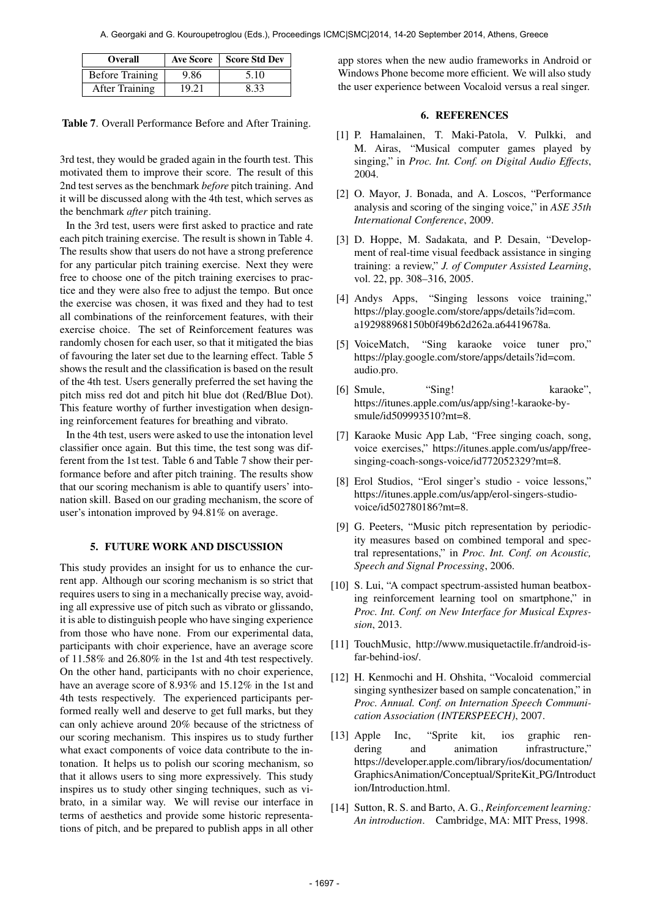| Overall | Ave Score | Score Std Dev |
|---|---|---|
| Before Training | 9.86 | 5.10 |
| After Training | 19.21 | 8.33 |

**Table 7**. Overall Performance Before and After Training.

3rd test, they would be graded again in the fourth test. This motivated them to improve their score. The result of this 2nd test serves as the benchmark *before* pitch training. And it will be discussed along with the 4th test, which serves as the benchmark *after* pitch training.

In the 3rd test, users were first asked to practice and rate each pitch training exercise. The result is shown in Table 4. The results show that users do not have a strong preference for any particular pitch training exercise. Next they were free to choose one of the pitch training exercises to practice and they were also free to adjust the tempo. But once the exercise was chosen, it was fixed and they had to test all combinations of the reinforcement features, with their exercise choice. The set of Reinforcement features was randomly chosen for each user, so that it mitigated the bias of favouring the later set due to the learning effect. Table 5 shows the result and the classification is based on the result of the 4th test. Users generally preferred the set having the pitch miss red dot and pitch hit blue dot (Red/Blue Dot). This feature worthy of further investigation when designing reinforcement features for breathing and vibrato.

In the 4th test, users were asked to use the intonation level classifier once again. But this time, the test song was different from the 1st test. Table 6 and Table 7 show their performance before and after pitch training. The results show that our scoring mechanism is able to quantify users' intonation skill. Based on our grading mechanism, the score of user's intonation improved by 94.81% on average.

## 5. FUTURE WORK AND DISCUSSION

This study provides an insight for us to enhance the current app. Although our scoring mechanism is so strict that requires users to sing in a mechanically precise way, avoiding all expressive use of pitch such as vibrato or glissando, it is able to distinguish people who have singing experience from those who have none. From our experimental data, participants with choir experience, have an average score of 11.58% and 26.80% in the 1st and 4th test respectively. On the other hand, participants with no choir experience, have an average score of 8.93% and 15.12% in the 1st and 4th tests respectively. The experienced participants performed really well and deserve to get full marks, but they can only achieve around 20% because of the strictness of our scoring mechanism. This inspires us to study further what exact components of voice data contribute to the intonation. It helps us to polish our scoring mechanism, so that it allows users to sing more expressively. This study inspires us to study other singing techniques, such as vibrato, in a similar way. We will revise our interface in terms of aesthetics and provide some historic representations of pitch, and be prepared to publish apps in all other app stores when the new audio frameworks in Android or Windows Phone become more efficient. We will also study the user experience between Vocaloid versus a real singer.

## 6. REFERENCES

[1] P. Hamalainen, T. Maki-Patola, V. Pulkki, and M. Airas, "Musical computer games played by singing," in *Proc. Int. Conf. on Digital Audio Effects*, 2004.

[2] O. Mayor, J. Bonada, and A. Loscos, "Performance analysis and scoring of the singing voice," in *ASE 35th International Conference*, 2009.

[3] D. Hoppe, M. Sadakata, and P. Desain, "Development of real-time visual feedback assistance in singing training: a review," *J. of Computer Assisted Learning*, vol. 22, pp. 308–316, 2005.

[4] Andys Apps, "Singing lessons voice training," https://play.google.com/store/apps/details?id=com.a192988968150b0f49b62d262a.a64419678a.

[5] VoiceMatch, "Sing karaoke voice tuner pro," https://play.google.com/store/apps/details?id=com.audio.pro.

[6] Smule, "Sing! karaoke", https://itunes.apple.com/us/app/sing!-karaoke-by-smule/id509993510?mt=8.

[7] Karaoke Music App Lab, "Free singing coach, song, voice exercises," https://itunes.apple.com/us/app/free-singing-coach-songs-voice/id772052329?mt=8.

[8] Erol Studios, "Erol singer's studio - voice lessons," https://itunes.apple.com/us/app/erol-singers-studio-voice/id502780186?mt=8.

[9] G. Peeters, "Music pitch representation by periodicity measures based on combined temporal and spectral representations," in *Proc. Int. Conf. on Acoustic, Speech and Signal Processing*, 2006.

[10] S. Lui, "A compact spectrum-assisted human beatboxing reinforcement learning tool on smartphone," in *Proc. Int. Conf. on New Interface for Musical Expression*, 2013.

[11] TouchMusic, http://www.musiquetactile.fr/android-is-far-behind-ios/.

[12] H. Kenmochi and H. Ohshita, "Vocaloid commercial singing synthesizer based on sample concatenation," in *Proc. Annual. Conf. on Internation Speech Communication Association (INTERSPEECH)*, 2007.

[13] Apple Inc, "Sprite kit, ios graphic rendering and animation infrastructure," https://developer.apple.com/library/ios/documentation/GraphicsAnimation/Conceptual/SpriteKit_PG/Introduction/Introduction.html.

[14] Sutton, R. S. and Barto, A. G., *Reinforcement learning: An introduction*. Cambridge, MA: MIT Press, 1998.